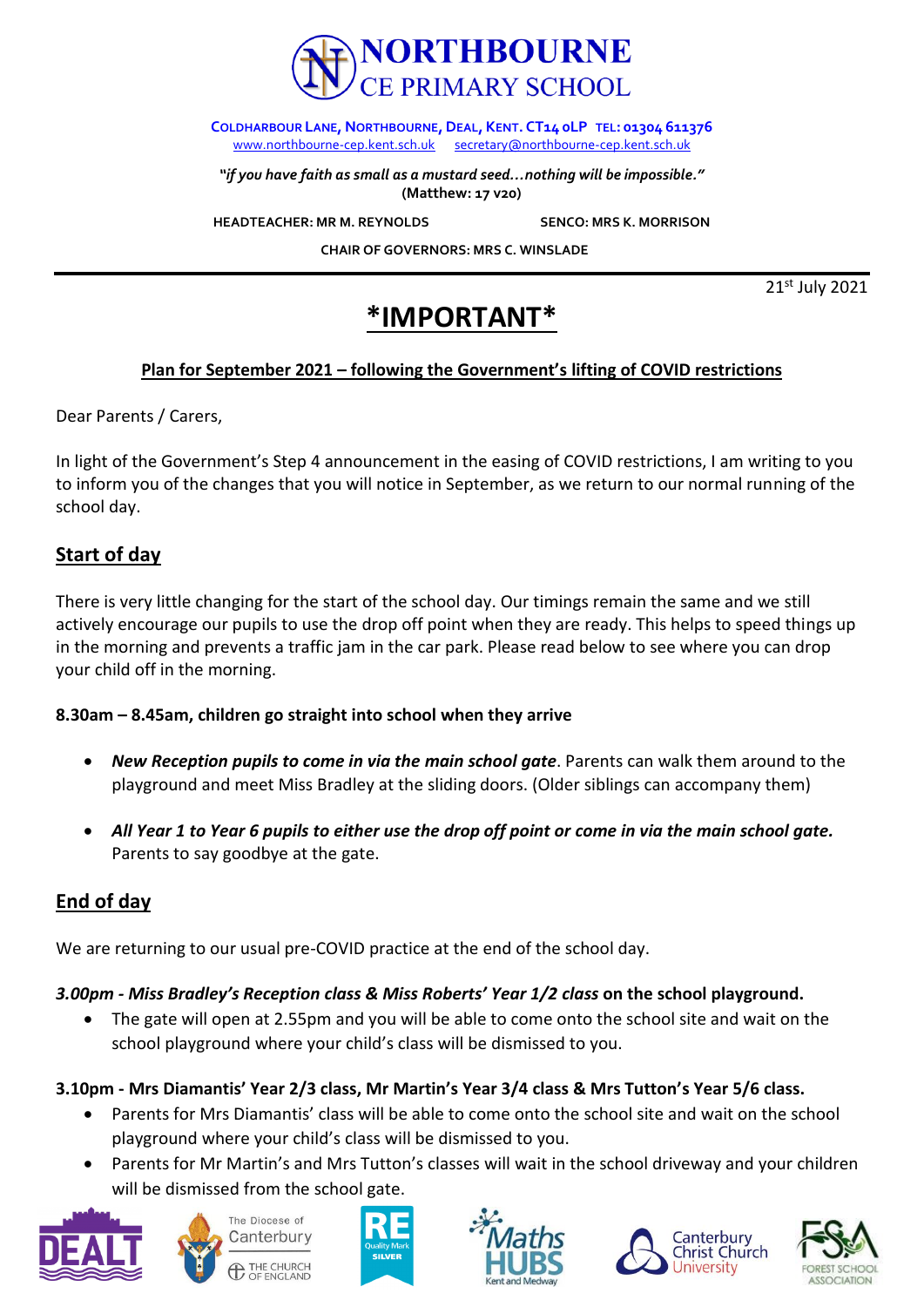# NORTHBOURNE CE PRIMARY SCHOOL

**COLDHARBOUR LANE, NORTHBOURNE, DEAL, KENT. CT14 0LP TEL: 01304 611376**
www.northbourne-cep.kent.sch.uk secretary@northbourne-cep.kent.sch.uk

***"if you have faith as small as a mustard seed…nothing will be impossible."***
**(Matthew: 17 v20)**

**HEADTEACHER: MR M. REYNOLDS** **SENCO: MRS K. MORRISON**

**CHAIR OF GOVERNORS: MRS C. WINSLADE**

---

21st July 2021

# *IMPORTANT*

**Plan for September 2021 – following the Government's lifting of COVID restrictions**

Dear Parents / Carers,

In light of the Government's Step 4 announcement in the easing of COVID restrictions, I am writing to you to inform you of the changes that you will notice in September, as we return to our normal running of the school day.

## Start of day

There is very little changing for the start of the school day. Our timings remain the same and we still actively encourage our pupils to use the drop off point when they are ready. This helps to speed things up in the morning and prevents a traffic jam in the car park. Please read below to see where you can drop your child off in the morning.

**8.30am – 8.45am, children go straight into school when they arrive**

- ***New Reception pupils to come in via the main school gate***. Parents can walk them around to the playground and meet Miss Bradley at the sliding doors. (Older siblings can accompany them)
- ***All Year 1 to Year 6 pupils to either use the drop off point or come in via the main school gate.*** Parents to say goodbye at the gate.

## End of day

We are returning to our usual pre-COVID practice at the end of the school day.

***3.00pm - Miss Bradley's Reception class & Miss Roberts' Year 1/2 class* on the school playground.**

- The gate will open at 2.55pm and you will be able to come onto the school site and wait on the school playground where your child's class will be dismissed to you.

**3.10pm - Mrs Diamantis' Year 2/3 class, Mr Martin's Year 3/4 class & Mrs Tutton's Year 5/6 class.**

- Parents for Mrs Diamantis' class will be able to come onto the school site and wait on the school playground where your child's class will be dismissed to you.
- Parents for Mr Martin's and Mrs Tutton's classes will wait in the school driveway and your children will be dismissed from the school gate.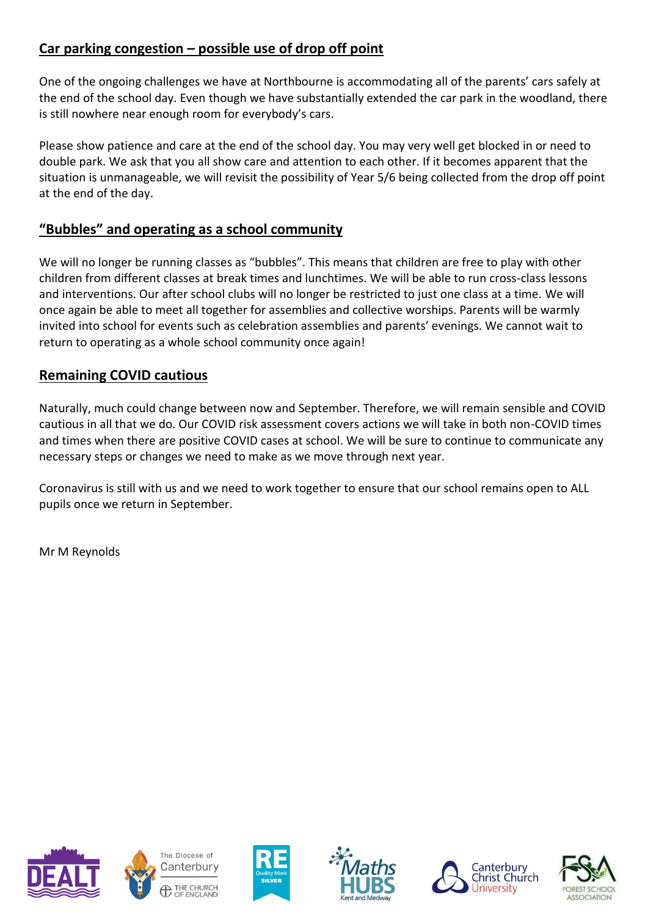## Car parking congestion – possible use of drop off point

One of the ongoing challenges we have at Northbourne is accommodating all of the parents' cars safely at the end of the school day. Even though we have substantially extended the car park in the woodland, there is still nowhere near enough room for everybody's cars.

Please show patience and care at the end of the school day. You may very well get blocked in or need to double park. We ask that you all show care and attention to each other. If it becomes apparent that the situation is unmanageable, we will revisit the possibility of Year 5/6 being collected from the drop off point at the end of the day.

## "Bubbles" and operating as a school community

We will no longer be running classes as "bubbles". This means that children are free to play with other children from different classes at break times and lunchtimes. We will be able to run cross-class lessons and interventions. Our after school clubs will no longer be restricted to just one class at a time. We will once again be able to meet all together for assemblies and collective worships. Parents will be warmly invited into school for events such as celebration assemblies and parents' evenings. We cannot wait to return to operating as a whole school community once again!

## Remaining COVID cautious

Naturally, much could change between now and September. Therefore, we will remain sensible and COVID cautious in all that we do. Our COVID risk assessment covers actions we will take in both non-COVID times and times when there are positive COVID cases at school. We will be sure to continue to communicate any necessary steps or changes we need to make as we move through next year.

Coronavirus is still with us and we need to work together to ensure that our school remains open to ALL pupils once we return in September.

Mr M Reynolds